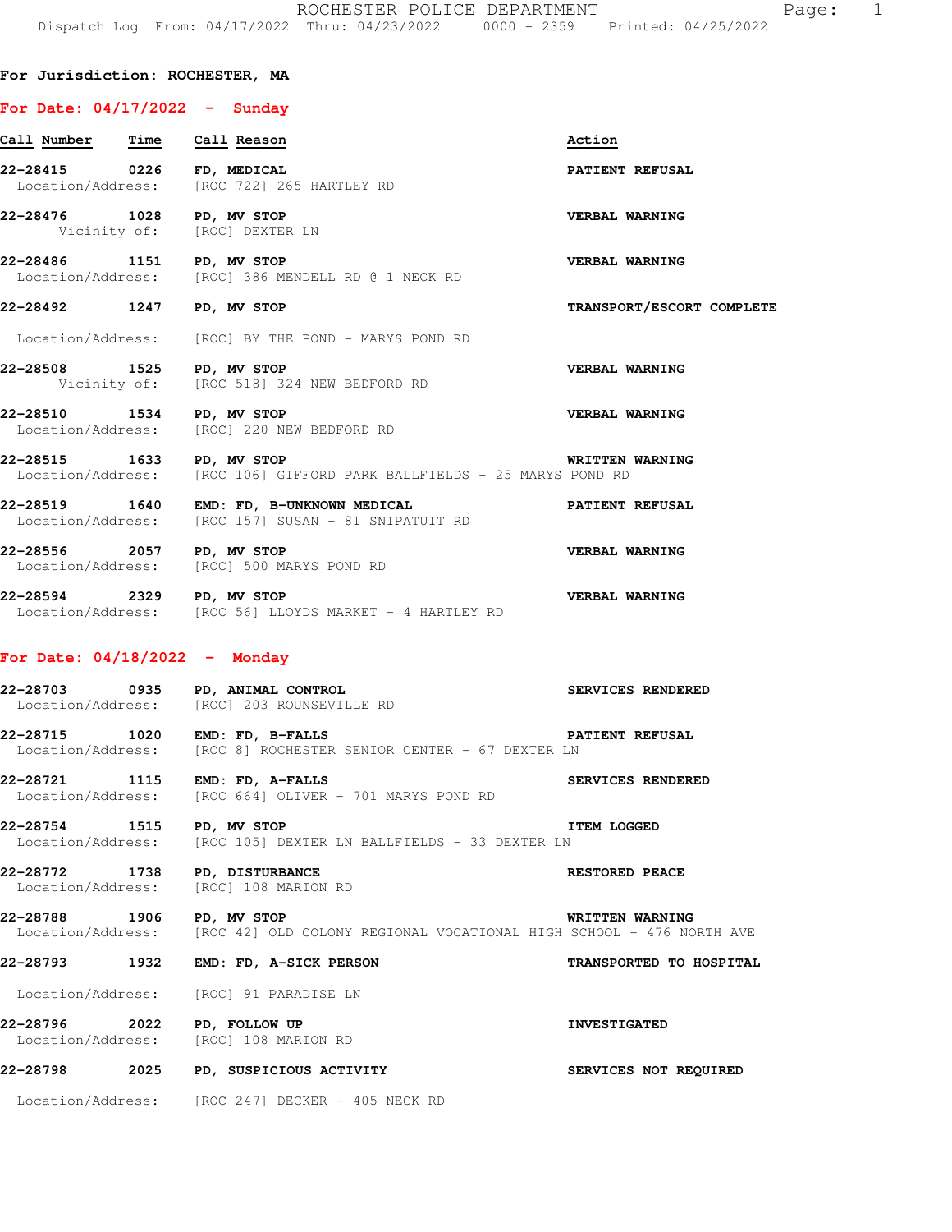ROCHESTER POLICE DEPARTMENT

Dispatch Log From: 04/17/2022 Thru: 04/23/2022 0000 - 2359 Printed: 04/25/2022

**For Jurisdiction: ROCHESTER, MA**

## For Date: 04/17/2022 - Sunday

| Call Number | Time | Call Reason | Action |
|---|---|---|---|
| **22-28415** | **0226** | **FD, MEDICAL** | **PATIENT REFUSAL** |
| Location/Address: | | [ROC 722] 265 HARTLEY RD | |
| **22-28476** | **1028** | **PD, MV STOP** | **VERBAL WARNING** |
| Vicinity of: | | [ROC] DEXTER LN | |
| **22-28486** | **1151** | **PD, MV STOP** | **VERBAL WARNING** |
| Location/Address: | | [ROC] 386 MENDELL RD @ 1 NECK RD | |
| **22-28492** | **1247** | **PD, MV STOP** | **TRANSPORT/ESCORT COMPLETE** |
| Location/Address: | | [ROC] BY THE POND - MARYS POND RD | |
| **22-28508** | **1525** | **PD, MV STOP** | **VERBAL WARNING** |
| Vicinity of: | | [ROC 518] 324 NEW BEDFORD RD | |
| **22-28510** | **1534** | **PD, MV STOP** | **VERBAL WARNING** |
| Location/Address: | | [ROC] 220 NEW BEDFORD RD | |
| **22-28515** | **1633** | **PD, MV STOP** | **WRITTEN WARNING** |
| Location/Address: | | [ROC 106] GIFFORD PARK BALLFIELDS - 25 MARYS POND RD | |
| **22-28519** | **1640** | **EMD: FD, B-UNKNOWN MEDICAL** | **PATIENT REFUSAL** |
| Location/Address: | | [ROC 157] SUSAN - 81 SNIPATUIT RD | |
| **22-28556** | **2057** | **PD, MV STOP** | **VERBAL WARNING** |
| Location/Address: | | [ROC] 500 MARYS POND RD | |
| **22-28594** | **2329** | **PD, MV STOP** | **VERBAL WARNING** |
| Location/Address: | | [ROC 56] LLOYDS MARKET - 4 HARTLEY RD | |

## For Date: 04/18/2022 - Monday

| Call Number | Time | Call Reason | Action |
|---|---|---|---|
| **22-28703** | **0935** | **PD, ANIMAL CONTROL** | **SERVICES RENDERED** |
| Location/Address: | | [ROC] 203 ROUNSEVILLE RD | |
| **22-28715** | **1020** | **EMD: FD, B-FALLS** | **PATIENT REFUSAL** |
| Location/Address: | | [ROC 8] ROCHESTER SENIOR CENTER - 67 DEXTER LN | |
| **22-28721** | **1115** | **EMD: FD, A-FALLS** | **SERVICES RENDERED** |
| Location/Address: | | [ROC 664] OLIVER - 701 MARYS POND RD | |
| **22-28754** | **1515** | **PD, MV STOP** | **ITEM LOGGED** |
| Location/Address: | | [ROC 105] DEXTER LN BALLFIELDS - 33 DEXTER LN | |
| **22-28772** | **1738** | **PD, DISTURBANCE** | **RESTORED PEACE** |
| Location/Address: | | [ROC] 108 MARION RD | |
| **22-28788** | **1906** | **PD, MV STOP** | **WRITTEN WARNING** |
| Location/Address: | | [ROC 42] OLD COLONY REGIONAL VOCATIONAL HIGH SCHOOL - 476 NORTH AVE | |
| **22-28793** | **1932** | **EMD: FD, A-SICK PERSON** | **TRANSPORTED TO HOSPITAL** |
| Location/Address: | | [ROC] 91 PARADISE LN | |
| **22-28796** | **2022** | **PD, FOLLOW UP** | **INVESTIGATED** |
| Location/Address: | | [ROC] 108 MARION RD | |
| **22-28798** | **2025** | **PD, SUSPICIOUS ACTIVITY** | **SERVICES NOT REQUIRED** |
| Location/Address: | | [ROC 247] DECKER - 405 NECK RD | |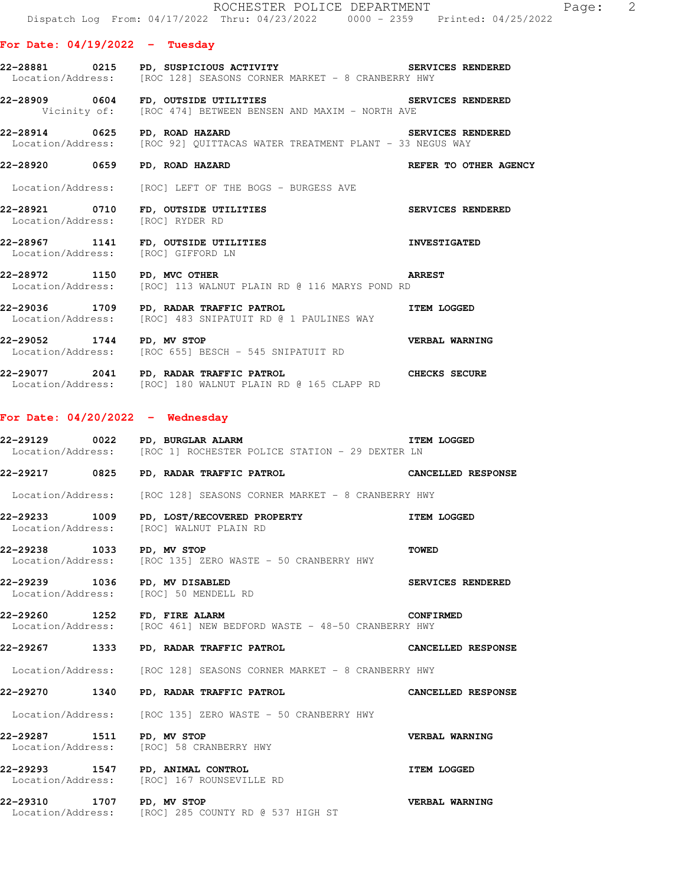## For Date: 04/19/2022 - Tuesday

**22-28881 0215 PD, SUSPICIOUS ACTIVITY** — **SERVICES RENDERED**
Location/Address: [ROC 128] SEASONS CORNER MARKET - 8 CRANBERRY HWY

**22-28909 0604 FD, OUTSIDE UTILITIES** — **SERVICES RENDERED**
Vicinity of: [ROC 474] BETWEEN BENSEN AND MAXIM - NORTH AVE

**22-28914 0625 PD, ROAD HAZARD** — **SERVICES RENDERED**
Location/Address: [ROC 92] QUITTACAS WATER TREATMENT PLANT - 33 NEGUS WAY

**22-28920 0659 PD, ROAD HAZARD** — **REFER TO OTHER AGENCY**
Location/Address: [ROC] LEFT OF THE BOGS - BURGESS AVE

**22-28921 0710 FD, OUTSIDE UTILITIES** — **SERVICES RENDERED**
Location/Address: [ROC] RYDER RD

**22-28967 1141 FD, OUTSIDE UTILITIES** — **INVESTIGATED**
Location/Address: [ROC] GIFFORD LN

**22-28972 1150 PD, MVC OTHER** — **ARREST**
Location/Address: [ROC] 113 WALNUT PLAIN RD @ 116 MARYS POND RD

**22-29036 1709 PD, RADAR TRAFFIC PATROL** — **ITEM LOGGED**
Location/Address: [ROC] 483 SNIPATUIT RD @ 1 PAULINES WAY

**22-29052 1744 PD, MV STOP** — **VERBAL WARNING**
Location/Address: [ROC 655] BESCH - 545 SNIPATUIT RD

**22-29077 2041 PD, RADAR TRAFFIC PATROL** — **CHECKS SECURE**
Location/Address: [ROC] 180 WALNUT PLAIN RD @ 165 CLAPP RD

## For Date: 04/20/2022 - Wednesday

**22-29129 0022 PD, BURGLAR ALARM** — **ITEM LOGGED**
Location/Address: [ROC 1] ROCHESTER POLICE STATION - 29 DEXTER LN

**22-29217 0825 PD, RADAR TRAFFIC PATROL** — **CANCELLED RESPONSE**
Location/Address: [ROC 128] SEASONS CORNER MARKET - 8 CRANBERRY HWY

**22-29233 1009 PD, LOST/RECOVERED PROPERTY** — **ITEM LOGGED**
Location/Address: [ROC] WALNUT PLAIN RD

**22-29238 1033 PD, MV STOP** — **TOWED**
Location/Address: [ROC 135] ZERO WASTE - 50 CRANBERRY HWY

**22-29239 1036 PD, MV DISABLED** — **SERVICES RENDERED**
Location/Address: [ROC] 50 MENDELL RD

**22-29260 1252 FD, FIRE ALARM** — **CONFIRMED**
Location/Address: [ROC 461] NEW BEDFORD WASTE - 48-50 CRANBERRY HWY

**22-29267 1333 PD, RADAR TRAFFIC PATROL** — **CANCELLED RESPONSE**
Location/Address: [ROC 128] SEASONS CORNER MARKET - 8 CRANBERRY HWY

**22-29270 1340 PD, RADAR TRAFFIC PATROL** — **CANCELLED RESPONSE**
Location/Address: [ROC 135] ZERO WASTE - 50 CRANBERRY HWY

**22-29287 1511 PD, MV STOP** — **VERBAL WARNING**
Location/Address: [ROC] 58 CRANBERRY HWY

**22-29293 1547 PD, ANIMAL CONTROL** — **ITEM LOGGED**
Location/Address: [ROC] 167 ROUNSEVILLE RD

**22-29310 1707 PD, MV STOP** — **VERBAL WARNING**
Location/Address: [ROC] 285 COUNTY RD @ 537 HIGH ST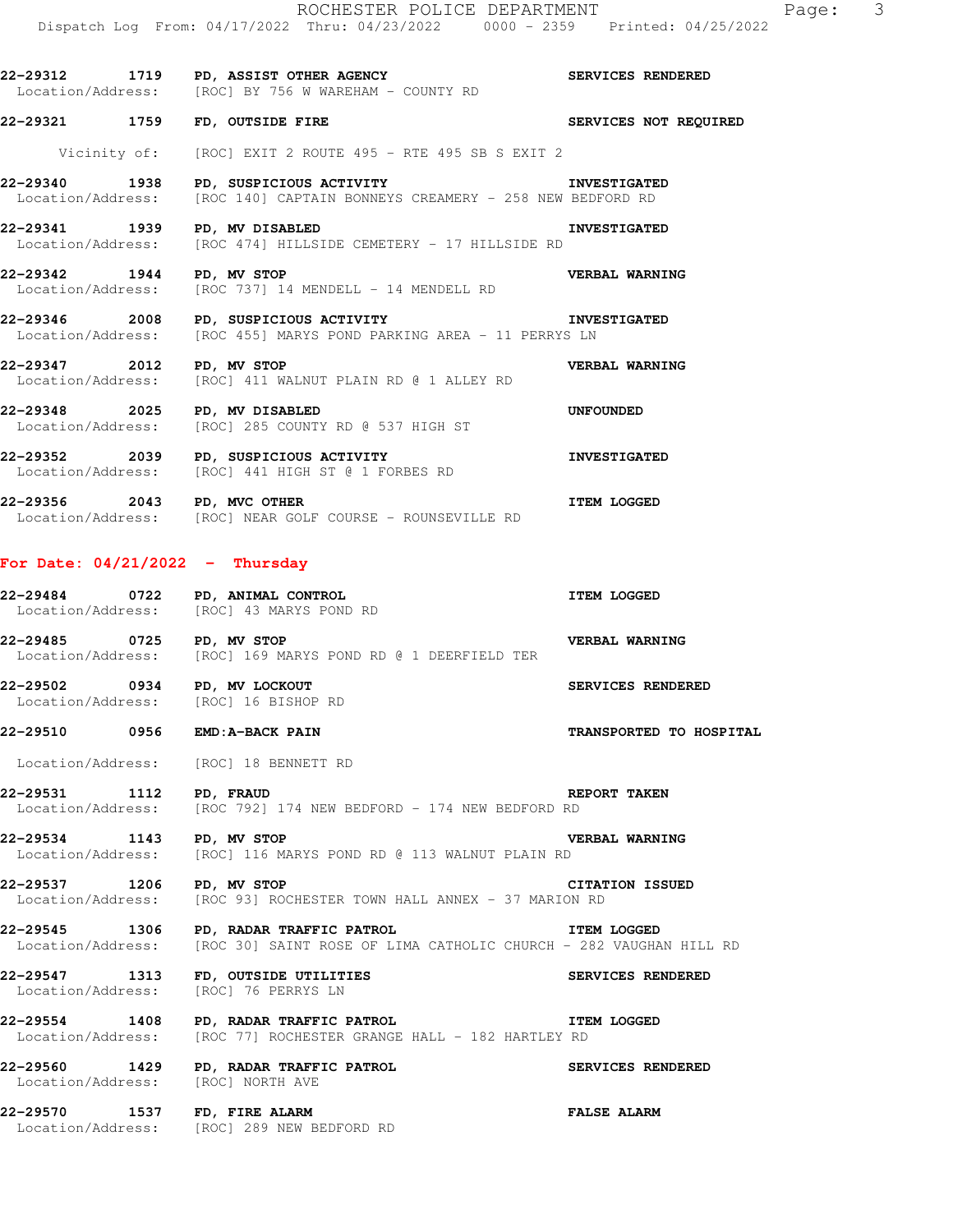22-29312 1719 PD, ASSIST OTHER AGENCY SERVICES RENDERED
Location/Address: [ROC] BY 756 W WAREHAM - COUNTY RD

22-29321 1759 FD, OUTSIDE FIRE SERVICES NOT REQUIRED
Vicinity of: [ROC] EXIT 2 ROUTE 495 - RTE 495 SB S EXIT 2

22-29340 1938 PD, SUSPICIOUS ACTIVITY INVESTIGATED
Location/Address: [ROC 140] CAPTAIN BONNEYS CREAMERY - 258 NEW BEDFORD RD

22-29341 1939 PD, MV DISABLED INVESTIGATED
Location/Address: [ROC 474] HILLSIDE CEMETERY - 17 HILLSIDE RD

22-29342 1944 PD, MV STOP VERBAL WARNING
Location/Address: [ROC 737] 14 MENDELL - 14 MENDELL RD

22-29346 2008 PD, SUSPICIOUS ACTIVITY INVESTIGATED
Location/Address: [ROC 455] MARYS POND PARKING AREA - 11 PERRYS LN

22-29347 2012 PD, MV STOP VERBAL WARNING
Location/Address: [ROC] 411 WALNUT PLAIN RD @ 1 ALLEY RD

22-29348 2025 PD, MV DISABLED UNFOUNDED
Location/Address: [ROC] 285 COUNTY RD @ 537 HIGH ST

22-29352 2039 PD, SUSPICIOUS ACTIVITY INVESTIGATED
Location/Address: [ROC] 441 HIGH ST @ 1 FORBES RD

22-29356 2043 PD, MVC OTHER ITEM LOGGED
Location/Address: [ROC] NEAR GOLF COURSE - ROUNSEVILLE RD

## For Date: 04/21/2022 - Thursday

22-29484 0722 PD, ANIMAL CONTROL ITEM LOGGED
Location/Address: [ROC] 43 MARYS POND RD

22-29485 0725 PD, MV STOP VERBAL WARNING
Location/Address: [ROC] 169 MARYS POND RD @ 1 DEERFIELD TER

22-29502 0934 PD, MV LOCKOUT SERVICES RENDERED
Location/Address: [ROC] 16 BISHOP RD

22-29510 0956 EMD:A-BACK PAIN TRANSPORTED TO HOSPITAL
Location/Address: [ROC] 18 BENNETT RD

22-29531 1112 PD, FRAUD REPORT TAKEN
Location/Address: [ROC 792] 174 NEW BEDFORD - 174 NEW BEDFORD RD

22-29534 1143 PD, MV STOP VERBAL WARNING
Location/Address: [ROC] 116 MARYS POND RD @ 113 WALNUT PLAIN RD

22-29537 1206 PD, MV STOP CITATION ISSUED
Location/Address: [ROC 93] ROCHESTER TOWN HALL ANNEX - 37 MARION RD

22-29545 1306 PD, RADAR TRAFFIC PATROL ITEM LOGGED
Location/Address: [ROC 30] SAINT ROSE OF LIMA CATHOLIC CHURCH - 282 VAUGHAN HILL RD

22-29547 1313 FD, OUTSIDE UTILITIES SERVICES RENDERED
Location/Address: [ROC] 76 PERRYS LN

22-29554 1408 PD, RADAR TRAFFIC PATROL ITEM LOGGED
Location/Address: [ROC 77] ROCHESTER GRANGE HALL - 182 HARTLEY RD

22-29560 1429 PD, RADAR TRAFFIC PATROL SERVICES RENDERED
Location/Address: [ROC] NORTH AVE

22-29570 1537 FD, FIRE ALARM FALSE ALARM
Location/Address: [ROC] 289 NEW BEDFORD RD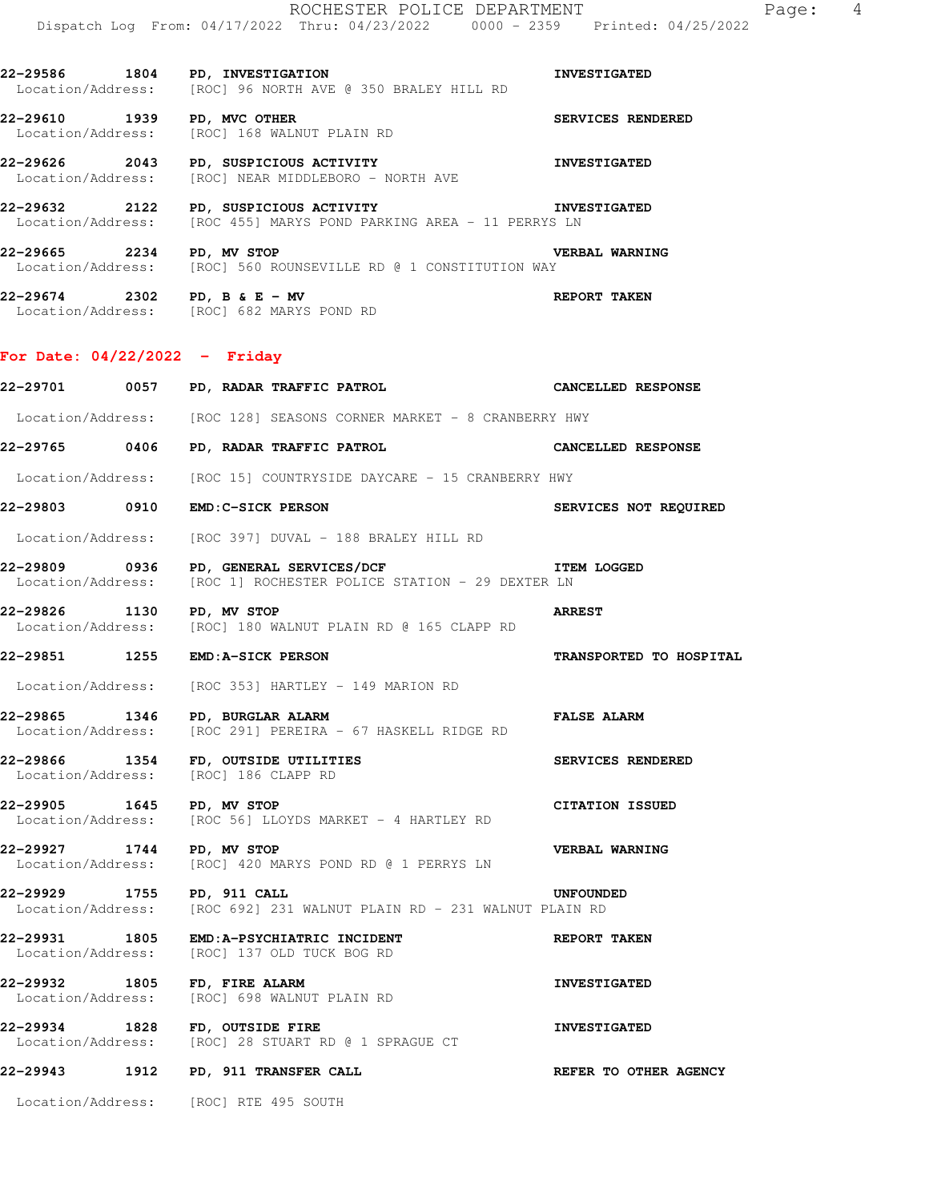**22-29586** 1804 **PD, INVESTIGATION** **INVESTIGATED**
Location/Address: [ROC] 96 NORTH AVE @ 350 BRALEY HILL RD

**22-29610** 1939 **PD, MVC OTHER** **SERVICES RENDERED**
Location/Address: [ROC] 168 WALNUT PLAIN RD

**22-29626** 2043 **PD, SUSPICIOUS ACTIVITY** **INVESTIGATED**
Location/Address: [ROC] NEAR MIDDLEBORO - NORTH AVE

**22-29632** 2122 **PD, SUSPICIOUS ACTIVITY** **INVESTIGATED**
Location/Address: [ROC 455] MARYS POND PARKING AREA - 11 PERRYS LN

**22-29665** 2234 **PD, MV STOP** **VERBAL WARNING**
Location/Address: [ROC] 560 ROUNSEVILLE RD @ 1 CONSTITUTION WAY

**22-29674** 2302 **PD, B & E - MV** **REPORT TAKEN**
Location/Address: [ROC] 682 MARYS POND RD

## For Date: 04/22/2022 - Friday

**22-29701** 0057 **PD, RADAR TRAFFIC PATROL** **CANCELLED RESPONSE**
Location/Address: [ROC 128] SEASONS CORNER MARKET - 8 CRANBERRY HWY

**22-29765** 0406 **PD, RADAR TRAFFIC PATROL** **CANCELLED RESPONSE**
Location/Address: [ROC 15] COUNTRYSIDE DAYCARE - 15 CRANBERRY HWY

**22-29803** 0910 **EMD:C-SICK PERSON** **SERVICES NOT REQUIRED**
Location/Address: [ROC 397] DUVAL - 188 BRALEY HILL RD

**22-29809** 0936 **PD, GENERAL SERVICES/DCF** **ITEM LOGGED**
Location/Address: [ROC 1] ROCHESTER POLICE STATION - 29 DEXTER LN

**22-29826** 1130 **PD, MV STOP** **ARREST**
Location/Address: [ROC] 180 WALNUT PLAIN RD @ 165 CLAPP RD

**22-29851** 1255 **EMD:A-SICK PERSON** **TRANSPORTED TO HOSPITAL**
Location/Address: [ROC 353] HARTLEY - 149 MARION RD

**22-29865** 1346 **PD, BURGLAR ALARM** **FALSE ALARM**
Location/Address: [ROC 291] PEREIRA - 67 HASKELL RIDGE RD

**22-29866** 1354 **FD, OUTSIDE UTILITIES** **SERVICES RENDERED**
Location/Address: [ROC] 186 CLAPP RD

**22-29905** 1645 **PD, MV STOP** **CITATION ISSUED**
Location/Address: [ROC 56] LLOYDS MARKET - 4 HARTLEY RD

**22-29927** 1744 **PD, MV STOP** **VERBAL WARNING**
Location/Address: [ROC] 420 MARYS POND RD @ 1 PERRYS LN

**22-29929** 1755 **PD, 911 CALL** **UNFOUNDED**
Location/Address: [ROC 692] 231 WALNUT PLAIN RD - 231 WALNUT PLAIN RD

**22-29931** 1805 **EMD:A-PSYCHIATRIC INCIDENT** **REPORT TAKEN**
Location/Address: [ROC] 137 OLD TUCK BOG RD

**22-29932** 1805 **FD, FIRE ALARM** **INVESTIGATED**
Location/Address: [ROC] 698 WALNUT PLAIN RD

**22-29934** 1828 **FD, OUTSIDE FIRE** **INVESTIGATED**
Location/Address: [ROC] 28 STUART RD @ 1 SPRAGUE CT

**22-29943** 1912 **PD, 911 TRANSFER CALL** **REFER TO OTHER AGENCY**
Location/Address: [ROC] RTE 495 SOUTH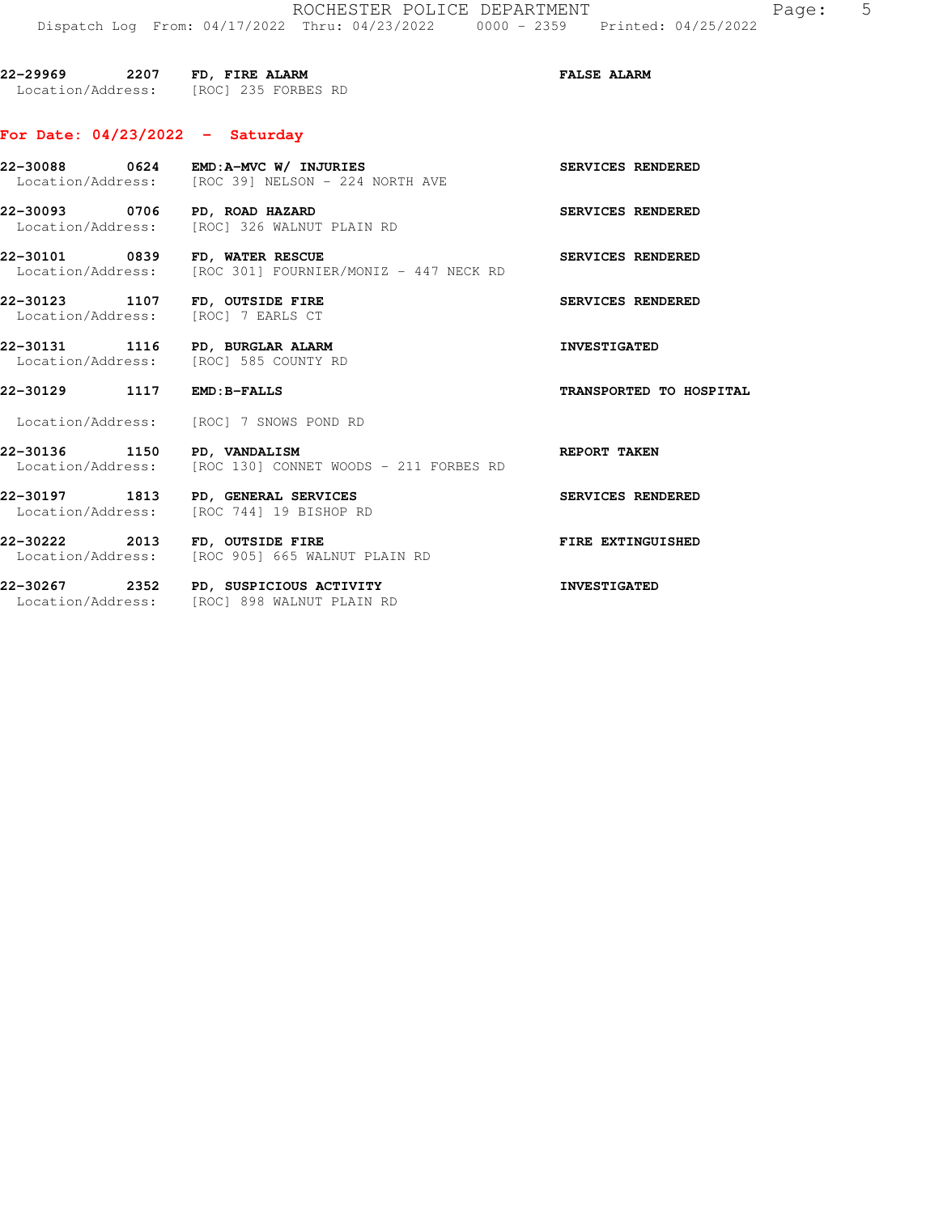**22-29969 2207 FD, FIRE ALARM** **FALSE ALARM**
Location/Address: [ROC] 235 FORBES RD

## For Date: 04/23/2022 - Saturday

**22-30088 0624 EMD:A-MVC W/ INJURIES** **SERVICES RENDERED**
Location/Address: [ROC 39] NELSON - 224 NORTH AVE

**22-30093 0706 PD, ROAD HAZARD** **SERVICES RENDERED**
Location/Address: [ROC] 326 WALNUT PLAIN RD

**22-30101 0839 FD, WATER RESCUE** **SERVICES RENDERED**
Location/Address: [ROC 301] FOURNIER/MONIZ - 447 NECK RD

**22-30123 1107 FD, OUTSIDE FIRE** **SERVICES RENDERED**
Location/Address: [ROC] 7 EARLS CT

**22-30131 1116 PD, BURGLAR ALARM** **INVESTIGATED**
Location/Address: [ROC] 585 COUNTY RD

**22-30129 1117 EMD:B-FALLS** **TRANSPORTED TO HOSPITAL**
Location/Address: [ROC] 7 SNOWS POND RD

**22-30136 1150 PD, VANDALISM** **REPORT TAKEN**
Location/Address: [ROC 130] CONNET WOODS - 211 FORBES RD

**22-30197 1813 PD, GENERAL SERVICES** **SERVICES RENDERED**
Location/Address: [ROC 744] 19 BISHOP RD

**22-30222 2013 FD, OUTSIDE FIRE** **FIRE EXTINGUISHED**
Location/Address: [ROC 905] 665 WALNUT PLAIN RD

**22-30267 2352 PD, SUSPICIOUS ACTIVITY** **INVESTIGATED**
Location/Address: [ROC] 898 WALNUT PLAIN RD